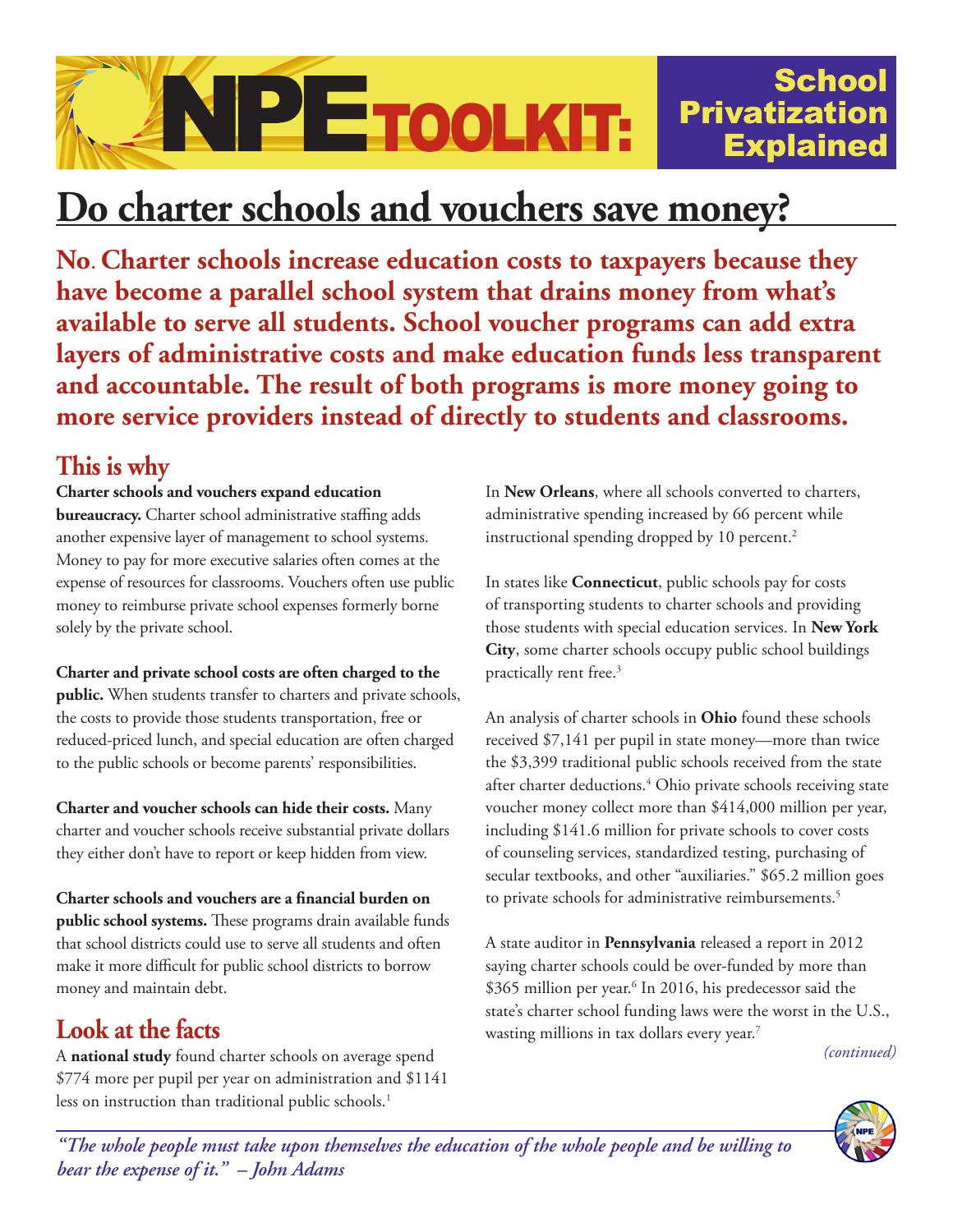# NPE TOOLKIT: School Privatization Explained

## Do charter schools and vouchers save money?

**No. Charter schools increase education costs to taxpayers because they have become a parallel school system that drains money from what's available to serve all students. School voucher programs can add extra layers of administrative costs and make education funds less transparent and accountable. The result of both programs is more money going to more service providers instead of directly to students and classrooms.**

## This is why

**Charter schools and vouchers expand education bureaucracy.** Charter school administrative staffing adds another expensive layer of management to school systems. Money to pay for more executive salaries often comes at the expense of resources for classrooms. Vouchers often use public money to reimburse private school expenses formerly borne solely by the private school.

**Charter and private school costs are often charged to the public.** When students transfer to charters and private schools, the costs to provide those students transportation, free or reduced-priced lunch, and special education are often charged to the public schools or become parents' responsibilities.

**Charter and voucher schools can hide their costs.** Many charter and voucher schools receive substantial private dollars they either don't have to report or keep hidden from view.

**Charter schools and vouchers are a financial burden on public school systems.** These programs drain available funds that school districts could use to serve all students and often make it more difficult for public school districts to borrow money and maintain debt.

## Look at the facts

A **national study** found charter schools on average spend $774 more per pupil per year on administration and $1141 less on instruction than traditional public schools.[1]

In **New Orleans**, where all schools converted to charters, administrative spending increased by 66 percent while instructional spending dropped by 10 percent.[2]

In states like **Connecticut**, public schools pay for costs of transporting students to charter schools and providing those students with special education services. In **New York City**, some charter schools occupy public school buildings practically rent free.[3]

An analysis of charter schools in **Ohio** found these schools received $7,141 per pupil in state money—more than twice the $3,399 traditional public schools received from the state after charter deductions.[4] Ohio private schools receiving state voucher money collect more than $414,000 million per year, including $141.6 million for private schools to cover costs of counseling services, standardized testing, purchasing of secular textbooks, and other "auxiliaries." $65.2 million goes to private schools for administrative reimbursements.[5]

A state auditor in **Pennsylvania** released a report in 2012 saying charter schools could be over-funded by more than $365 million per year.[6] In 2016, his predecessor said the state's charter school funding laws were the worst in the U.S., wasting millions in tax dollars every year.[7]

*(continued)*

*"The whole people must take upon themselves the education of the whole people and be willing to bear the expense of it." – John Adams*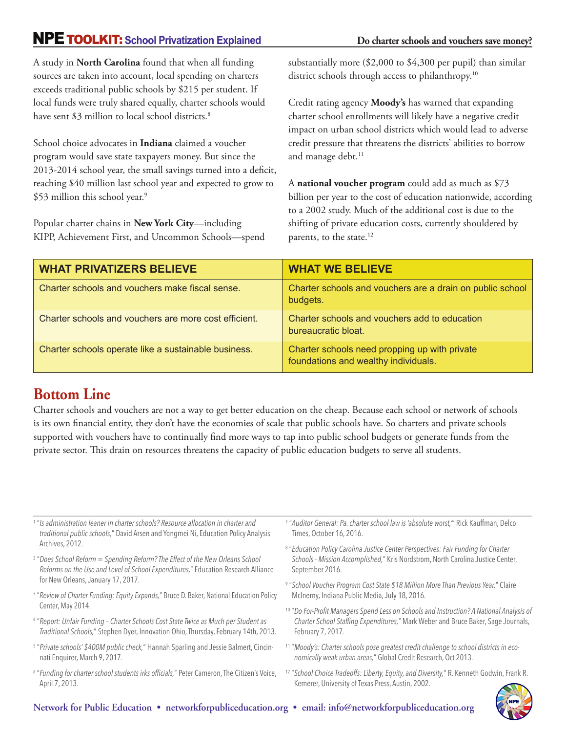A study in **North Carolina** found that when all funding sources are taken into account, local spending on charters exceeds traditional public schools by $215 per student. If local funds were truly shared equally, charter schools would have sent $3 million to local school districts.[8]

School choice advocates in **Indiana** claimed a voucher program would save state taxpayers money. But since the 2013-2014 school year, the small savings turned into a deficit, reaching $40 million last school year and expected to grow to $53 million this school year.[9]

Popular charter chains in **New York City**—including KIPP, Achievement First, and Uncommon Schools—spend substantially more ($2,000 to $4,300 per pupil) than similar district schools through access to philanthropy.[10]

Credit rating agency **Moody's** has warned that expanding charter school enrollments will likely have a negative credit impact on urban school districts which would lead to adverse credit pressure that threatens the districts' abilities to borrow and manage debt.[11]

A **national voucher program** could add as much as $73 billion per year to the cost of education nationwide, according to a 2002 study. Much of the additional cost is due to the shifting of private education costs, currently shouldered by parents, to the state.[12]

| WHAT PRIVATIZERS BELIEVE | WHAT WE BELIEVE |
|---|---|
| Charter schools and vouchers make fiscal sense. | Charter schools and vouchers are a drain on public school budgets. |
| Charter schools and vouchers are more cost efficient. | Charter schools and vouchers add to education bureaucratic bloat. |
| Charter schools operate like a sustainable business. | Charter schools need propping up with private foundations and wealthy individuals. |

## Bottom Line

Charter schools and vouchers are not a way to get better education on the cheap. Because each school or network of schools is its own financial entity, they don't have the economies of scale that public schools have. So charters and private schools supported with vouchers have to continually find more ways to tap into public school budgets or generate funds from the private sector. This drain on resources threatens the capacity of public education budgets to serve all students.

[1] "*Is administration leaner in charter schools? Resource allocation in charter and traditional public schools,*" David Arsen and Yongmei Ni, Education Policy Analysis Archives, 2012.

[2] "*Does School Reform = Spending Reform? The Effect of the New Orleans School Reforms on the Use and Level of School Expenditures,*" Education Research Alliance for New Orleans, January 17, 2017.

[3] "*Review of Charter Funding: Equity Expands,*" Bruce D. Baker, National Education Policy Center, May 2014.

[4] "*Report: Unfair Funding – Charter Schools Cost State Twice as Much per Student as Traditional Schools,*" Stephen Dyer, Innovation Ohio, Thursday, February 14th, 2013.

[5] "*Private schools' $400M public check,*" Hannah Sparling and Jessie Balmert, Cincinnati Enquirer, March 9, 2017.

[6] "*Funding for charter school students irks officials,*" Peter Cameron, The Citizen's Voice, April 7, 2013.

[7] "*Auditor General: Pa. charter school law is 'absolute worst,'*" Rick Kauffman, Delco Times, October 16, 2016.

[8] "*Education Policy Carolina Justice Center Perspectives: Fair Funding for Charter Schools - Mission Accomplished,*" Kris Nordstrom, North Carolina Justice Center, September 2016.

[9] "*School Voucher Program Cost State $18 Million More Than Previous Year,*" Claire McInerny, Indiana Public Media, July 18, 2016.

[10] "*Do For-Profit Managers Spend Less on Schools and Instruction? A National Analysis of Charter School Staffing Expenditures,*" Mark Weber and Bruce Baker, Sage Journals, February 7, 2017.

[11] "*Moody's: Charter schools pose greatest credit challenge to school districts in economically weak urban areas,*" Global Credit Research, Oct 2013.

[12] "*School Choice Tradeoffs: Liberty, Equity, and Diversity,*" R. Kenneth Godwin, Frank R. Kemerer, University of Texas Press, Austin, 2002.